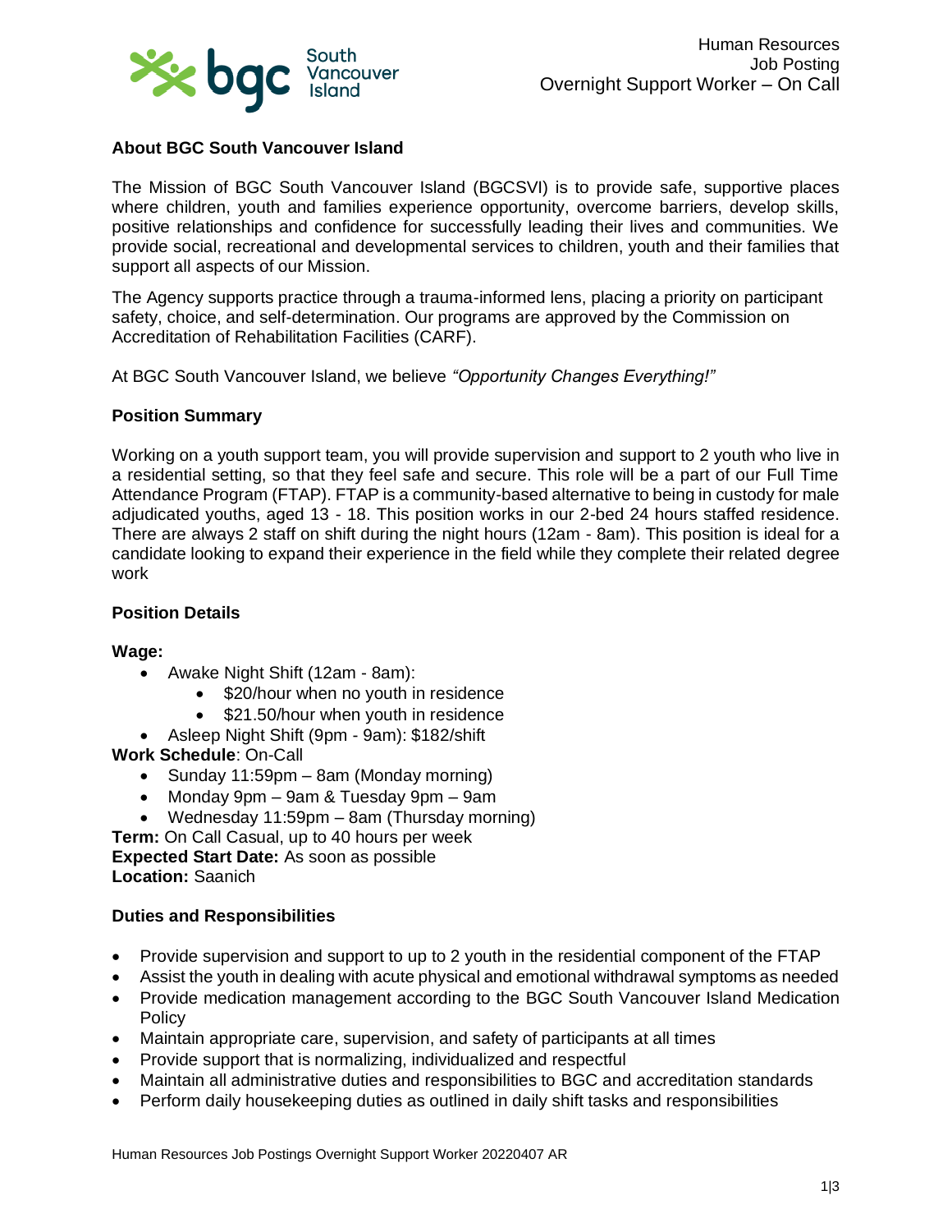Human Resources
Job Posting
Overnight Support Worker – On Call

## About BGC South Vancouver Island

The Mission of BGC South Vancouver Island (BGCSVI) is to provide safe, supportive places where children, youth and families experience opportunity, overcome barriers, develop skills, positive relationships and confidence for successfully leading their lives and communities. We provide social, recreational and developmental services to children, youth and their families that support all aspects of our Mission.

The Agency supports practice through a trauma-informed lens, placing a priority on participant safety, choice, and self-determination. Our programs are approved by the Commission on Accreditation of Rehabilitation Facilities (CARF).

At BGC South Vancouver Island, we believe *"Opportunity Changes Everything!"*

## Position Summary

Working on a youth support team, you will provide supervision and support to 2 youth who live in a residential setting, so that they feel safe and secure. This role will be a part of our Full Time Attendance Program (FTAP). FTAP is a community-based alternative to being in custody for male adjudicated youths, aged 13 - 18. This position works in our 2-bed 24 hours staffed residence. There are always 2 staff on shift during the night hours (12am - 8am). This position is ideal for a candidate looking to expand their experience in the field while they complete their related degree work

## Position Details

**Wage:**

- Awake Night Shift (12am - 8am):
  - $20/hour when no youth in residence
  - $21.50/hour when youth in residence
- Asleep Night Shift (9pm - 9am): $182/shift

**Work Schedule**: On-Call

- Sunday 11:59pm – 8am (Monday morning)
- Monday 9pm – 9am & Tuesday 9pm – 9am
- Wednesday 11:59pm – 8am (Thursday morning)

**Term:** On Call Casual, up to 40 hours per week
**Expected Start Date:** As soon as possible
**Location:** Saanich

## Duties and Responsibilities

- Provide supervision and support to up to 2 youth in the residential component of the FTAP
- Assist the youth in dealing with acute physical and emotional withdrawal symptoms as needed
- Provide medication management according to the BGC South Vancouver Island Medication Policy
- Maintain appropriate care, supervision, and safety of participants at all times
- Provide support that is normalizing, individualized and respectful
- Maintain all administrative duties and responsibilities to BGC and accreditation standards
- Perform daily housekeeping duties as outlined in daily shift tasks and responsibilities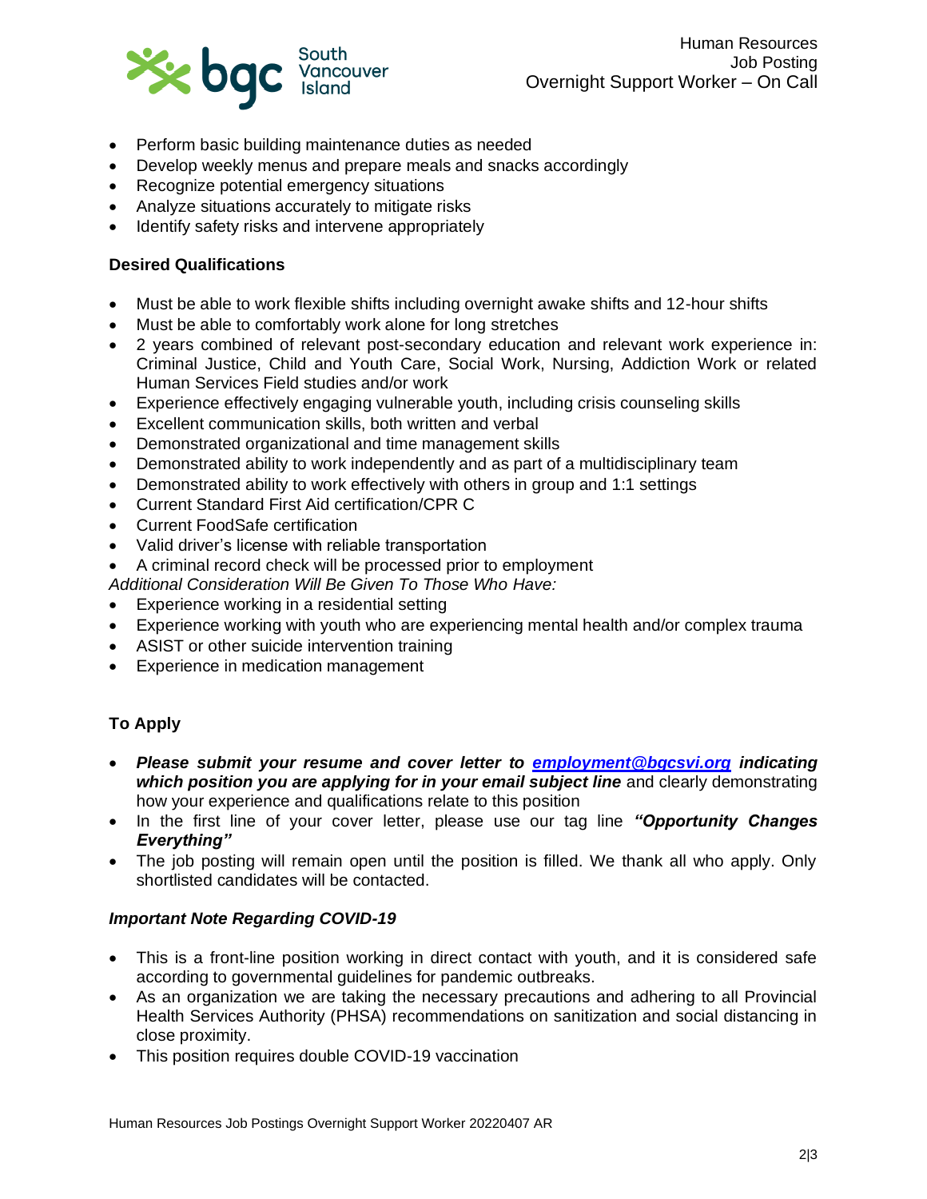- Perform basic building maintenance duties as needed
- Develop weekly menus and prepare meals and snacks accordingly
- Recognize potential emergency situations
- Analyze situations accurately to mitigate risks
- Identify safety risks and intervene appropriately

**Desired Qualifications**

- Must be able to work flexible shifts including overnight awake shifts and 12-hour shifts
- Must be able to comfortably work alone for long stretches
- 2 years combined of relevant post-secondary education and relevant work experience in: Criminal Justice, Child and Youth Care, Social Work, Nursing, Addiction Work or related Human Services Field studies and/or work
- Experience effectively engaging vulnerable youth, including crisis counseling skills
- Excellent communication skills, both written and verbal
- Demonstrated organizational and time management skills
- Demonstrated ability to work independently and as part of a multidisciplinary team
- Demonstrated ability to work effectively with others in group and 1:1 settings
- Current Standard First Aid certification/CPR C
- Current FoodSafe certification
- Valid driver's license with reliable transportation
- A criminal record check will be processed prior to employment

*Additional Consideration Will Be Given To Those Who Have:*

- Experience working in a residential setting
- Experience working with youth who are experiencing mental health and/or complex trauma
- ASIST or other suicide intervention training
- Experience in medication management

**To Apply**

- ***Please submit your resume and cover letter to [employment@bgcsvi.org](mailto:employment@bgcsvi.org) indicating which position you are applying for in your email subject line*** and clearly demonstrating how your experience and qualifications relate to this position
- In the first line of your cover letter, please use our tag line ***"Opportunity Changes Everything"***
- The job posting will remain open until the position is filled. We thank all who apply. Only shortlisted candidates will be contacted.

***Important Note Regarding COVID-19***

- This is a front-line position working in direct contact with youth, and it is considered safe according to governmental guidelines for pandemic outbreaks.
- As an organization we are taking the necessary precautions and adhering to all Provincial Health Services Authority (PHSA) recommendations on sanitization and social distancing in close proximity.
- This position requires double COVID-19 vaccination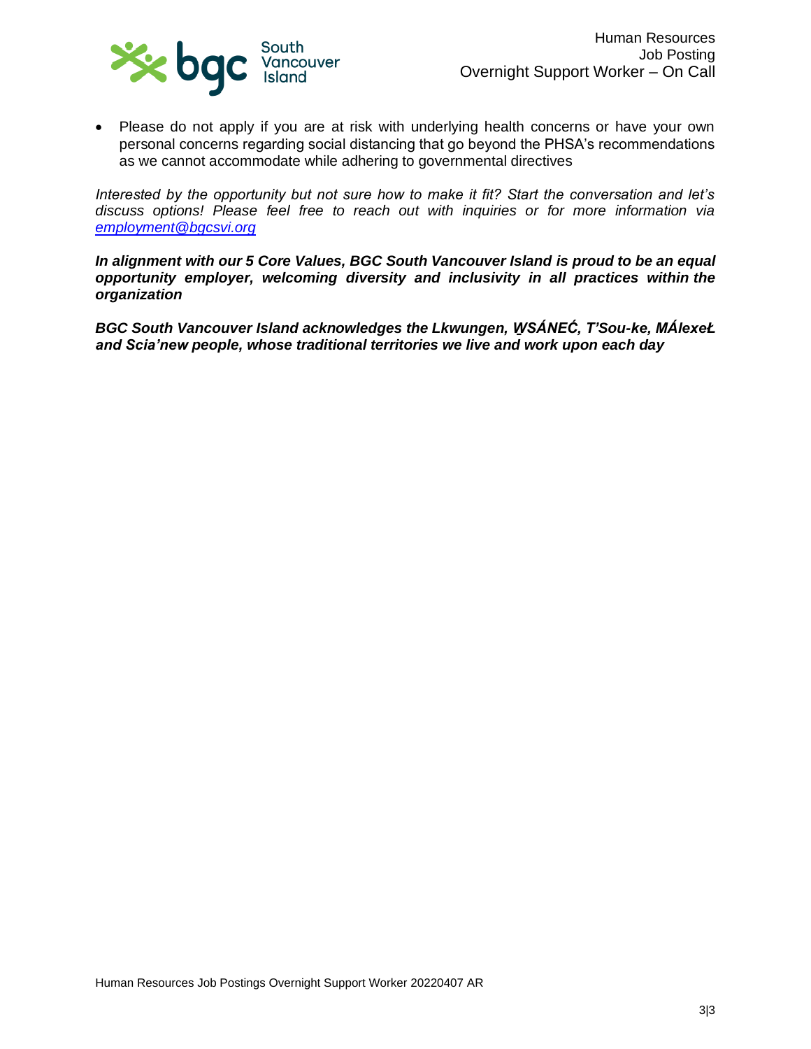- Please do not apply if you are at risk with underlying health concerns or have your own personal concerns regarding social distancing that go beyond the PHSA's recommendations as we cannot accommodate while adhering to governmental directives

*Interested by the opportunity but not sure how to make it fit? Start the conversation and let's discuss options! Please feel free to reach out with inquiries or for more information via employment@bgcsvi.org*

***In alignment with our 5 Core Values, BGC South Vancouver Island is proud to be an equal opportunity employer, welcoming diversity and inclusivity in all practices within the organization***

***BGC South Vancouver Island acknowledges the Lkwungen, W̱SÁNEĆ, T'Sou-ke, MÁlexeŁ and Scia'new people, whose traditional territories we live and work upon each day***